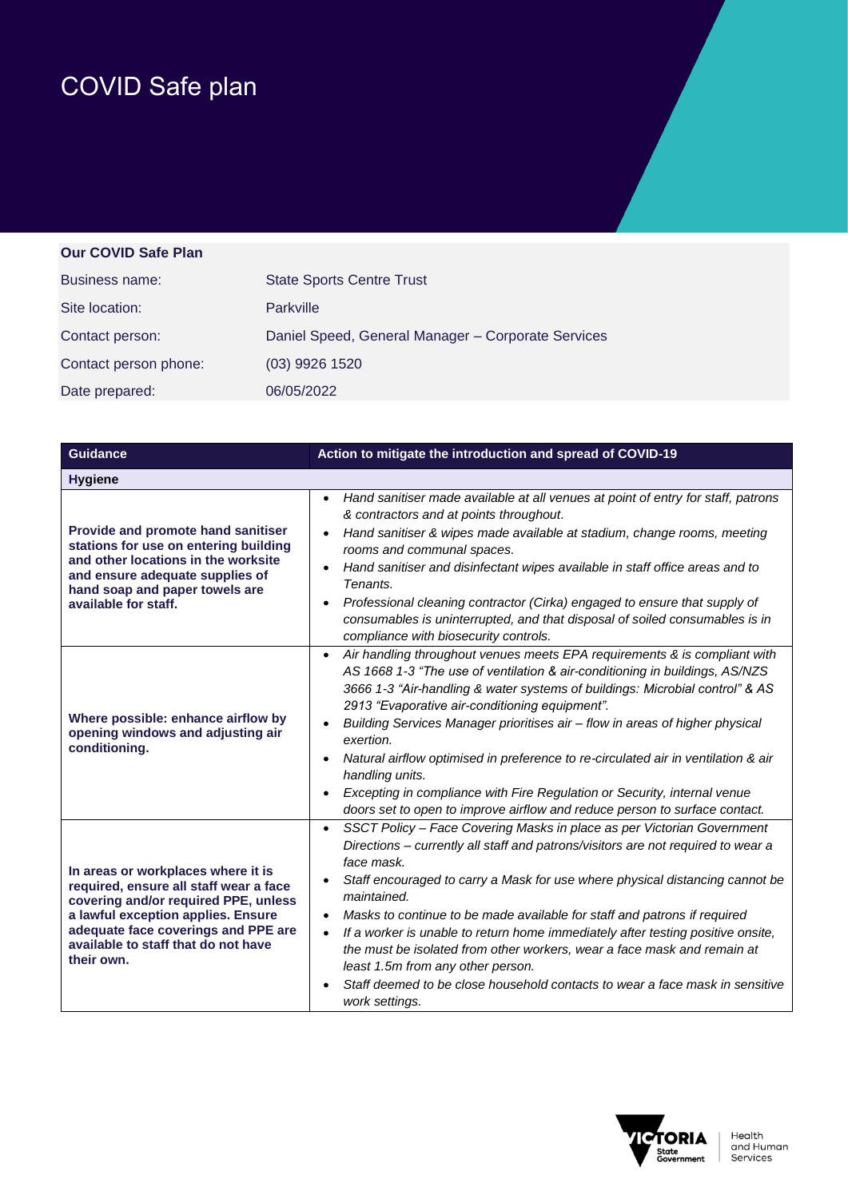# COVID Safe plan

| Our COVID Safe Plan | |
|---|---|
| Business name: | State Sports Centre Trust |
| Site location: | Parkville |
| Contact person: | Daniel Speed, General Manager – Corporate Services |
| Contact person phone: | (03) 9926 1520 |
| Date prepared: | 06/05/2022 |

| Guidance | Action to mitigate the introduction and spread of COVID-19 |
|---|---|
| **Hygiene** | |
| **Provide and promote hand sanitiser stations for use on entering building and other locations in the worksite and ensure adequate supplies of hand soap and paper towels are available for staff.** | • *Hand sanitiser made available at all venues at point of entry for staff, patrons & contractors and at points throughout.*<br>• *Hand sanitiser & wipes made available at stadium, change rooms, meeting rooms and communal spaces.*<br>• *Hand sanitiser and disinfectant wipes available in staff office areas and to Tenants.*<br>• *Professional cleaning contractor (Cirka) engaged to ensure that supply of consumables is uninterrupted, and that disposal of soiled consumables is in compliance with biosecurity controls.* |
| **Where possible: enhance airflow by opening windows and adjusting air conditioning.** | • *Air handling throughout venues meets EPA requirements & is compliant with AS 1668 1-3 "The use of ventilation & air-conditioning in buildings, AS/NZS 3666 1-3 "Air-handling & water systems of buildings: Microbial control" & AS 2913 "Evaporative air-conditioning equipment".*<br>• *Building Services Manager prioritises air – flow in areas of higher physical exertion.*<br>• *Natural airflow optimised in preference to re-circulated air in ventilation & air handling units.*<br>• *Excepting in compliance with Fire Regulation or Security, internal venue doors set to open to improve airflow and reduce person to surface contact.* |
| **In areas or workplaces where it is required, ensure all staff wear a face covering and/or required PPE, unless a lawful exception applies. Ensure adequate face coverings and PPE are available to staff that do not have their own.** | • *SSCT Policy – Face Covering Masks in place as per Victorian Government Directions – currently all staff and patrons/visitors are not required to wear a face mask.*<br>• *Staff encouraged to carry a Mask for use where physical distancing cannot be maintained.*<br>• *Masks to continue to be made available for staff and patrons if required*<br>• *If a worker is unable to return home immediately after testing positive onsite, the must be isolated from other workers, wear a face mask and remain at least 1.5m from any other person.*<br>• *Staff deemed to be close household contacts to wear a face mask in sensitive work settings.* |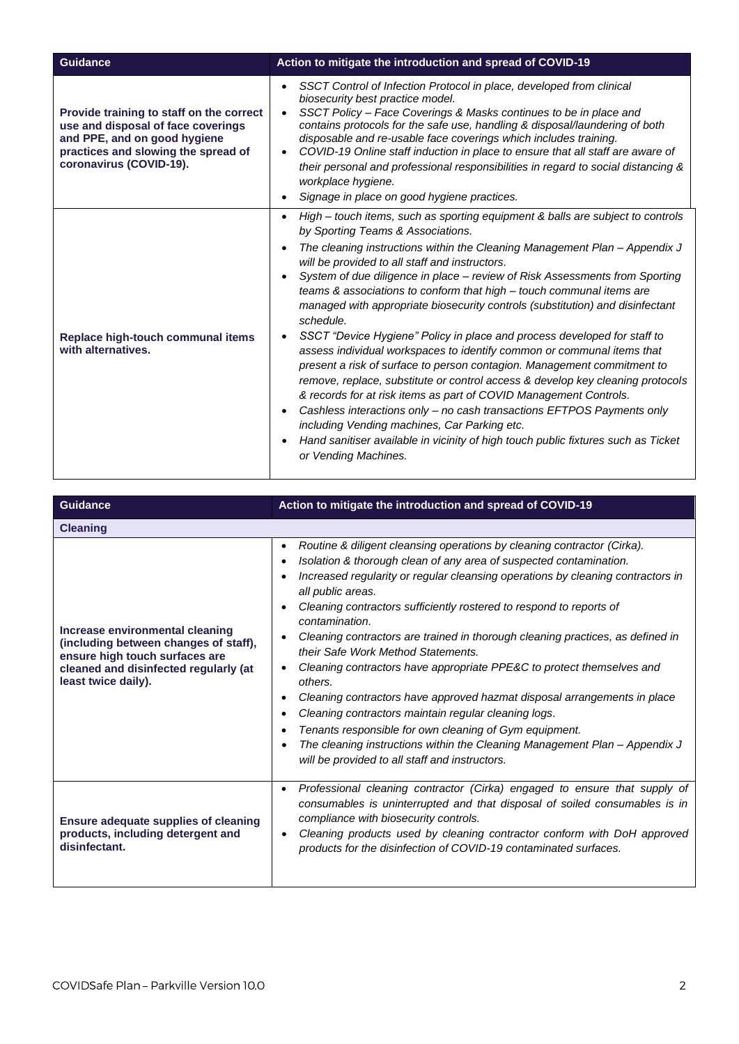| Guidance | Action to mitigate the introduction and spread of COVID-19 |
|---|---|
| **Provide training to staff on the correct use and disposal of face coverings and PPE, and on good hygiene practices and slowing the spread of coronavirus (COVID-19).** | • *SSCT Control of Infection Protocol in place, developed from clinical biosecurity best practice model.*<br>• *SSCT Policy – Face Coverings & Masks continues to be in place and contains protocols for the safe use, handling & disposal/laundering of both disposable and re-usable face coverings which includes training.*<br>• *COVID-19 Online staff induction in place to ensure that all staff are aware of their personal and professional responsibilities in regard to social distancing & workplace hygiene.*<br>• *Signage in place on good hygiene practices.* |
| **Replace high-touch communal items with alternatives.** | • *High – touch items, such as sporting equipment & balls are subject to controls by Sporting Teams & Associations.*<br>• *The cleaning instructions within the Cleaning Management Plan – Appendix J will be provided to all staff and instructors.*<br>• *System of due diligence in place – review of Risk Assessments from Sporting teams & associations to conform that high – touch communal items are managed with appropriate biosecurity controls (substitution) and disinfectant schedule.*<br>• *SSCT "Device Hygiene" Policy in place and process developed for staff to assess individual workspaces to identify common or communal items that present a risk of surface to person contagion. Management commitment to remove, replace, substitute or control access & develop key cleaning protocols & records for at risk items as part of COVID Management Controls.*<br>• *Cashless interactions only – no cash transactions EFTPOS Payments only including Vending machines, Car Parking etc.*<br>• *Hand sanitiser available in vicinity of high touch public fixtures such as Ticket or Vending Machines.* |

| Guidance | Action to mitigate the introduction and spread of COVID-19 |
|---|---|
| **Cleaning** | |
| **Increase environmental cleaning (including between changes of staff), ensure high touch surfaces are cleaned and disinfected regularly (at least twice daily).** | • *Routine & diligent cleansing operations by cleaning contractor (Cirka).*<br>• *Isolation & thorough clean of any area of suspected contamination.*<br>• *Increased regularity or regular cleansing operations by cleaning contractors in all public areas.*<br>• *Cleaning contractors sufficiently rostered to respond to reports of contamination.*<br>• *Cleaning contractors are trained in thorough cleaning practices, as defined in their Safe Work Method Statements.*<br>• *Cleaning contractors have appropriate PPE&C to protect themselves and others.*<br>• *Cleaning contractors have approved hazmat disposal arrangements in place*<br>• *Cleaning contractors maintain regular cleaning logs.*<br>• *Tenants responsible for own cleaning of Gym equipment.*<br>• *The cleaning instructions within the Cleaning Management Plan – Appendix J will be provided to all staff and instructors.* |
| **Ensure adequate supplies of cleaning products, including detergent and disinfectant.** | • *Professional cleaning contractor (Cirka) engaged to ensure that supply of consumables is uninterrupted and that disposal of soiled consumables is in compliance with biosecurity controls.*<br>• *Cleaning products used by cleaning contractor conform with DoH approved products for the disinfection of COVID-19 contaminated surfaces.* |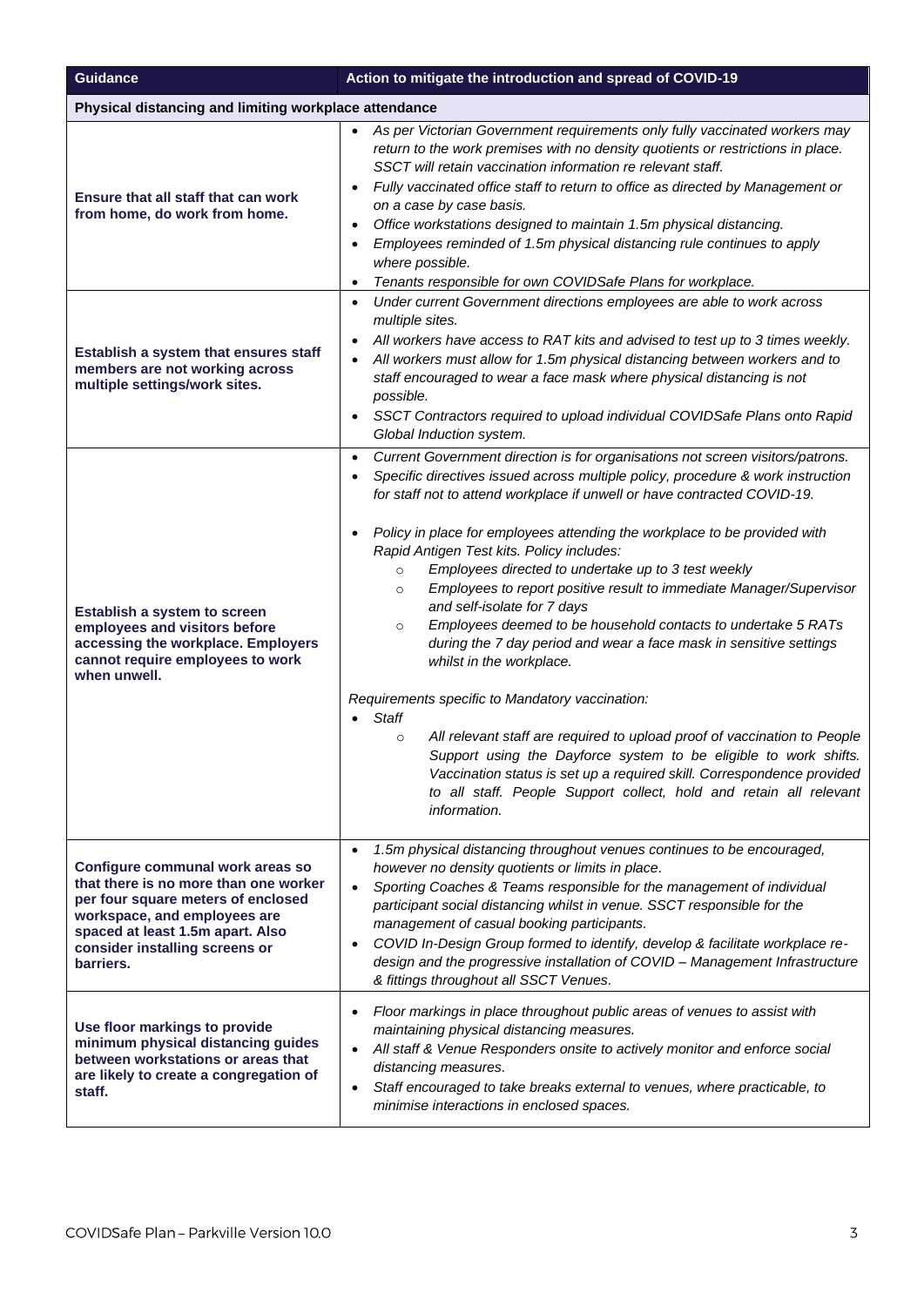| Guidance | Action to mitigate the introduction and spread of COVID-19 |
|---|---|
| **Physical distancing and limiting workplace attendance** | |
| **Ensure that all staff that can work from home, do work from home.** | • *As per Victorian Government requirements only fully vaccinated workers may return to the work premises with no density quotients or restrictions in place. SSCT will retain vaccination information re relevant staff.*<br>• *Fully vaccinated office staff to return to office as directed by Management or on a case by case basis.*<br>• *Office workstations designed to maintain 1.5m physical distancing.*<br>• *Employees reminded of 1.5m physical distancing rule continues to apply where possible.*<br>• *Tenants responsible for own COVIDSafe Plans for workplace.* |
| **Establish a system that ensures staff members are not working across multiple settings/work sites.** | • *Under current Government directions employees are able to work across multiple sites.*<br>• *All workers have access to RAT kits and advised to test up to 3 times weekly.*<br>• *All workers must allow for 1.5m physical distancing between workers and to staff encouraged to wear a face mask where physical distancing is not possible.*<br>• *SSCT Contractors required to upload individual COVIDSafe Plans onto Rapid Global Induction system.* |
| **Establish a system to screen employees and visitors before accessing the workplace. Employers cannot require employees to work when unwell.** | • *Current Government direction is for organisations not screen visitors/patrons.*<br>• *Specific directives issued across multiple policy, procedure & work instruction for staff not to attend workplace if unwell or have contracted COVID-19.*<br><br>• *Policy in place for employees attending the workplace to be provided with Rapid Antigen Test kits. Policy includes:*<br>&nbsp;&nbsp;&nbsp;&nbsp;○ *Employees directed to undertake up to 3 test weekly*<br>&nbsp;&nbsp;&nbsp;&nbsp;○ *Employees to report positive result to immediate Manager/Supervisor and self-isolate for 7 days*<br>&nbsp;&nbsp;&nbsp;&nbsp;○ *Employees deemed to be household contacts to undertake 5 RATs during the 7 day period and wear a face mask in sensitive settings whilst in the workplace.*<br><br>*Requirements specific to Mandatory vaccination:*<br>• *Staff*<br>&nbsp;&nbsp;&nbsp;&nbsp;○ *All relevant staff are required to upload proof of vaccination to People Support using the Dayforce system to be eligible to work shifts. Vaccination status is set up a required skill. Correspondence provided to all staff. People Support collect, hold and retain all relevant information.* |
| **Configure communal work areas so that there is no more than one worker per four square meters of enclosed workspace, and employees are spaced at least 1.5m apart. Also consider installing screens or barriers.** | • *1.5m physical distancing throughout venues continues to be encouraged, however no density quotients or limits in place.*<br>• *Sporting Coaches & Teams responsible for the management of individual participant social distancing whilst in venue. SSCT responsible for the management of casual booking participants.*<br>• *COVID In-Design Group formed to identify, develop & facilitate workplace re-design and the progressive installation of COVID – Management Infrastructure & fittings throughout all SSCT Venues.* |
| **Use floor markings to provide minimum physical distancing guides between workstations or areas that are likely to create a congregation of staff.** | • *Floor markings in place throughout public areas of venues to assist with maintaining physical distancing measures.*<br>• *All staff & Venue Responders onsite to actively monitor and enforce social distancing measures.*<br>• *Staff encouraged to take breaks external to venues, where practicable, to minimise interactions in enclosed spaces.* |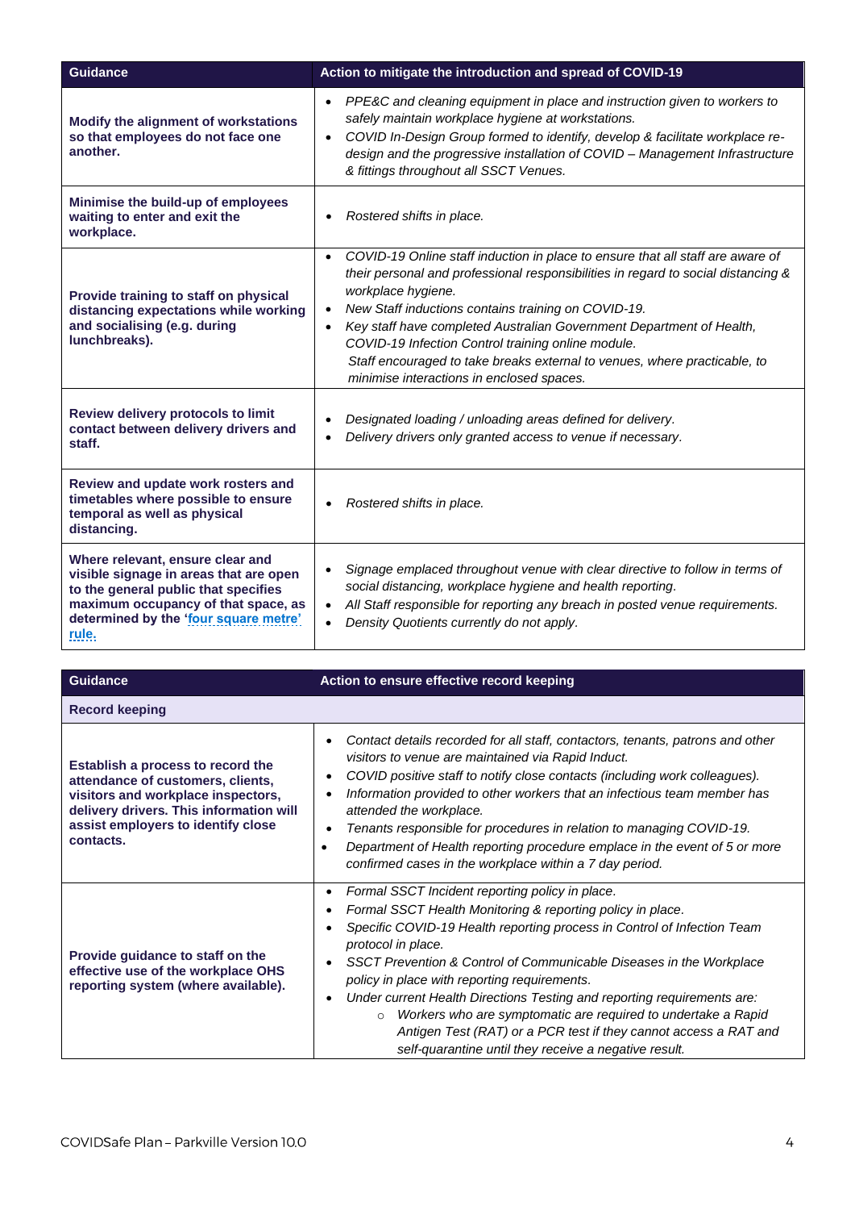| Guidance | Action to mitigate the introduction and spread of COVID-19 |
|---|---|
| **Modify the alignment of workstations so that employees do not face one another.** | • *PPE&C and cleaning equipment in place and instruction given to workers to safely maintain workplace hygiene at workstations.*<br>• *COVID In-Design Group formed to identify, develop & facilitate workplace re-design and the progressive installation of COVID – Management Infrastructure & fittings throughout all SSCT Venues.* |
| **Minimise the build-up of employees waiting to enter and exit the workplace.** | • *Rostered shifts in place.* |
| **Provide training to staff on physical distancing expectations while working and socialising (e.g. during lunchbreaks).** | • *COVID-19 Online staff induction in place to ensure that all staff are aware of their personal and professional responsibilities in regard to social distancing & workplace hygiene.*<br>• *New Staff inductions contains training on COVID-19.*<br>• *Key staff have completed Australian Government Department of Health, COVID-19 Infection Control training online module.*<br>*Staff encouraged to take breaks external to venues, where practicable, to minimise interactions in enclosed spaces.* |
| **Review delivery protocols to limit contact between delivery drivers and staff.** | • *Designated loading / unloading areas defined for delivery.*<br>• *Delivery drivers only granted access to venue if necessary.* |
| **Review and update work rosters and timetables where possible to ensure temporal as well as physical distancing.** | • *Rostered shifts in place.* |
| **Where relevant, ensure clear and visible signage in areas that are open to the general public that specifies maximum occupancy of that space, as determined by the 'four square metre' rule.** | • *Signage emplaced throughout venue with clear directive to follow in terms of social distancing, workplace hygiene and health reporting.*<br>• *All Staff responsible for reporting any breach in posted venue requirements.*<br>• *Density Quotients currently do not apply.* |

| Guidance | Action to ensure effective record keeping |
|---|---|
| **Record keeping** | |
| **Establish a process to record the attendance of customers, clients, visitors and workplace inspectors, delivery drivers. This information will assist employers to identify close contacts.** | • *Contact details recorded for all staff, contactors, tenants, patrons and other visitors to venue are maintained via Rapid Induct.*<br>• *COVID positive staff to notify close contacts (including work colleagues).*<br>• *Information provided to other workers that an infectious team member has attended the workplace.*<br>• *Tenants responsible for procedures in relation to managing COVID-19.*<br>• *Department of Health reporting procedure emplace in the event of 5 or more confirmed cases in the workplace within a 7 day period.* |
| **Provide guidance to staff on the effective use of the workplace OHS reporting system (where available).** | • *Formal SSCT Incident reporting policy in place.*<br>• *Formal SSCT Health Monitoring & reporting policy in place.*<br>• *Specific COVID-19 Health reporting process in Control of Infection Team protocol in place.*<br>• *SSCT Prevention & Control of Communicable Diseases in the Workplace policy in place with reporting requirements.*<br>• *Under current Health Directions Testing and reporting requirements are:*<br>&nbsp;&nbsp;&nbsp;&nbsp;○ *Workers who are symptomatic are required to undertake a Rapid Antigen Test (RAT) or a PCR test if they cannot access a RAT and self-quarantine until they receive a negative result.* |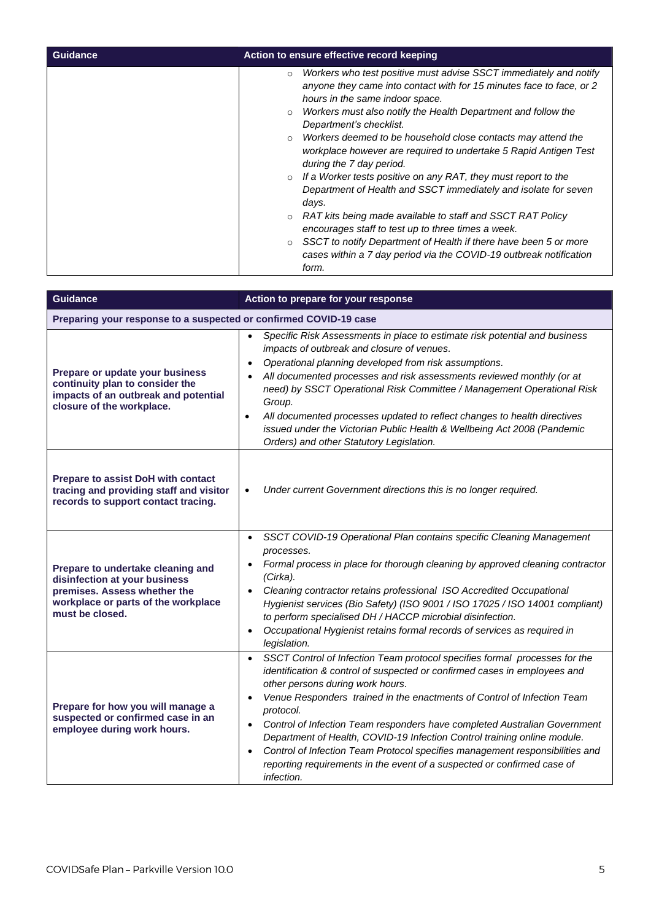| Guidance | Action to ensure effective record keeping |
|---|---|
| | ○ *Workers who test positive must advise SSCT immediately and notify anyone they came into contact with for 15 minutes face to face, or 2 hours in the same indoor space.*<br>○ *Workers must also notify the Health Department and follow the Department's checklist.*<br>○ *Workers deemed to be household close contacts may attend the workplace however are required to undertake 5 Rapid Antigen Test during the 7 day period.*<br>○ *If a Worker tests positive on any RAT, they must report to the Department of Health and SSCT immediately and isolate for seven days.*<br>○ *RAT kits being made available to staff and SSCT RAT Policy encourages staff to test up to three times a week.*<br>○ *SSCT to notify Department of Health if there have been 5 or more cases within a 7 day period via the COVID-19 outbreak notification form.* |

| Guidance | Action to prepare for your response |
|---|---|
| **Preparing your response to a suspected or confirmed COVID-19 case** | |
| **Prepare or update your business continuity plan to consider the impacts of an outbreak and potential closure of the workplace.** | • *Specific Risk Assessments in place to estimate risk potential and business impacts of outbreak and closure of venues.*<br>• *Operational planning developed from risk assumptions.*<br>• *All documented processes and risk assessments reviewed monthly (or at need) by SSCT Operational Risk Committee / Management Operational Risk Group.*<br>• *All documented processes updated to reflect changes to health directives issued under the Victorian Public Health & Wellbeing Act 2008 (Pandemic Orders) and other Statutory Legislation.* |
| **Prepare to assist DoH with contact tracing and providing staff and visitor records to support contact tracing.** | • *Under current Government directions this is no longer required.* |
| **Prepare to undertake cleaning and disinfection at your business premises. Assess whether the workplace or parts of the workplace must be closed.** | • *SSCT COVID-19 Operational Plan contains specific Cleaning Management processes.*<br>• *Formal process in place for thorough cleaning by approved cleaning contractor (Cirka).*<br>• *Cleaning contractor retains professional ISO Accredited Occupational Hygienist services (Bio Safety) (ISO 9001 / ISO 17025 / ISO 14001 compliant) to perform specialised DH / HACCP microbial disinfection.*<br>• *Occupational Hygienist retains formal records of services as required in legislation.* |
| **Prepare for how you will manage a suspected or confirmed case in an employee during work hours.** | • *SSCT Control of Infection Team protocol specifies formal processes for the identification & control of suspected or confirmed cases in employees and other persons during work hours.*<br>• *Venue Responders trained in the enactments of Control of Infection Team protocol.*<br>• *Control of Infection Team responders have completed Australian Government Department of Health, COVID-19 Infection Control training online module.*<br>• *Control of Infection Team Protocol specifies management responsibilities and reporting requirements in the event of a suspected or confirmed case of infection.* |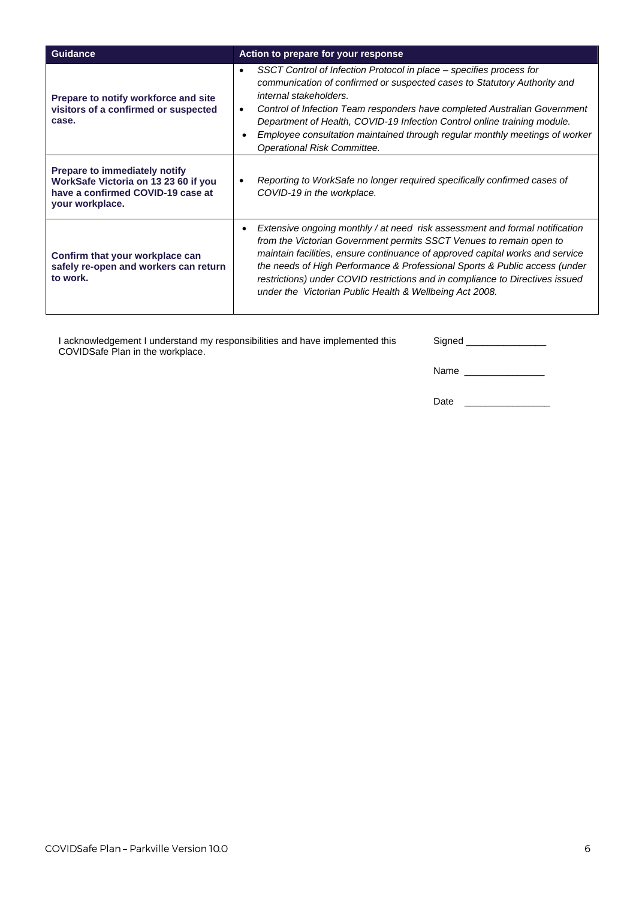| Guidance | Action to prepare for your response |
| --- | --- |
| **Prepare to notify workforce and site visitors of a confirmed or suspected case.** | • *SSCT Control of Infection Protocol in place – specifies process for communication of confirmed or suspected cases to Statutory Authority and internal stakeholders.*<br>• *Control of Infection Team responders have completed Australian Government Department of Health, COVID-19 Infection Control online training module.*<br>• *Employee consultation maintained through regular monthly meetings of worker Operational Risk Committee.* |
| **Prepare to immediately notify WorkSafe Victoria on 13 23 60 if you have a confirmed COVID-19 case at your workplace.** | • *Reporting to WorkSafe no longer required specifically confirmed cases of COVID-19 in the workplace.* |
| **Confirm that your workplace can safely re-open and workers can return to work.** | • *Extensive ongoing monthly / at need risk assessment and formal notification from the Victorian Government permits SSCT Venues to remain open to maintain facilities, ensure continuance of approved capital works and service the needs of High Performance & Professional Sports & Public access (under restrictions) under COVID restrictions and in compliance to Directives issued under the Victorian Public Health & Wellbeing Act 2008.* |

I acknowledgement I understand my responsibilities and have implemented this COVIDSafe Plan in the workplace.

Signed _______________

Name _______________

Date _______________